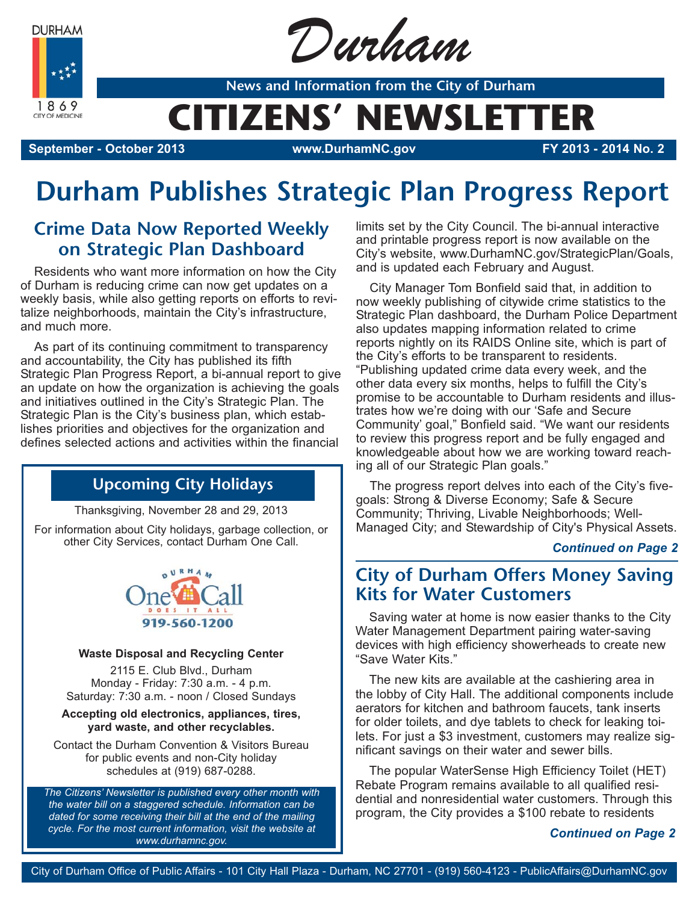# Durham

**News and Information from the City of Durham**

# CITIZENS' NEWSLETTER

**September - October 2013** | **www.DurhamNC.gov** | **FY 2013 - 2014 No. 2**

# Durham Publishes Strategic Plan Progress Report

## Crime Data Now Reported Weekly on Strategic Plan Dashboard

Residents who want more information on how the City of Durham is reducing crime can now get updates on a weekly basis, while also getting reports on efforts to revitalize neighborhoods, maintain the City's infrastructure, and much more.

As part of its continuing commitment to transparency and accountability, the City has published its fifth Strategic Plan Progress Report, a bi-annual report to give an update on how the organization is achieving the goals and initiatives outlined in the City's Strategic Plan. The Strategic Plan is the City's business plan, which establishes priorities and objectives for the organization and defines selected actions and activities within the financial limits set by the City Council. The bi-annual interactive and printable progress report is now available on the City's website, www.DurhamNC.gov/StrategicPlan/Goals, and is updated each February and August.

City Manager Tom Bonfield said that, in addition to now weekly publishing of citywide crime statistics to the Strategic Plan dashboard, the Durham Police Department also updates mapping information related to crime reports nightly on its RAIDS Online site, which is part of the City's efforts to be transparent to residents. "Publishing updated crime data every week, and the other data every six months, helps to fulfill the City's promise to be accountable to Durham residents and illustrates how we're doing with our 'Safe and Secure Community' goal," Bonfield said. "We want our residents to review this progress report and be fully engaged and knowledgeable about how we are working toward reaching all of our Strategic Plan goals."

The progress report delves into each of the City's five-goals: Strong & Diverse Economy; Safe & Secure Community; Thriving, Livable Neighborhoods; Well-Managed City; and Stewardship of City's Physical Assets.

***Continued on Page 2***

## Upcoming City Holidays

Thanksgiving, November 28 and 29, 2013

For information about City holidays, garbage collection, or other City Services, contact Durham One Call.

Durham One Call — Does It All — 919-560-1200

**Waste Disposal and Recycling Center**

2115 E. Club Blvd., Durham
Monday - Friday: 7:30 a.m. - 4 p.m.
Saturday: 7:30 a.m. - noon / Closed Sundays

**Accepting old electronics, appliances, tires, yard waste, and other recyclables.**

Contact the Durham Convention & Visitors Bureau for public events and non-City holiday schedules at (919) 687-0288.

*The Citizens' Newsletter is published every other month with the water bill on a staggered schedule. Information can be dated for some receiving their bill at the end of the mailing cycle. For the most current information, visit the website at www.durhamnc.gov.*

## City of Durham Offers Money Saving Kits for Water Customers

Saving water at home is now easier thanks to the City Water Management Department pairing water-saving devices with high efficiency showerheads to create new "Save Water Kits."

The new kits are available at the cashiering area in the lobby of City Hall. The additional components include aerators for kitchen and bathroom faucets, tank inserts for older toilets, and dye tablets to check for leaking toilets. For just a $3 investment, customers may realize significant savings on their water and sewer bills.

The popular WaterSense High Efficiency Toilet (HET) Rebate Program remains available to all qualified residential and nonresidential water customers. Through this program, the City provides a $100 rebate to residents

***Continued on Page 2***

City of Durham Office of Public Affairs - 101 City Hall Plaza - Durham, NC 27701 - (919) 560-4123 - PublicAffairs@DurhamNC.gov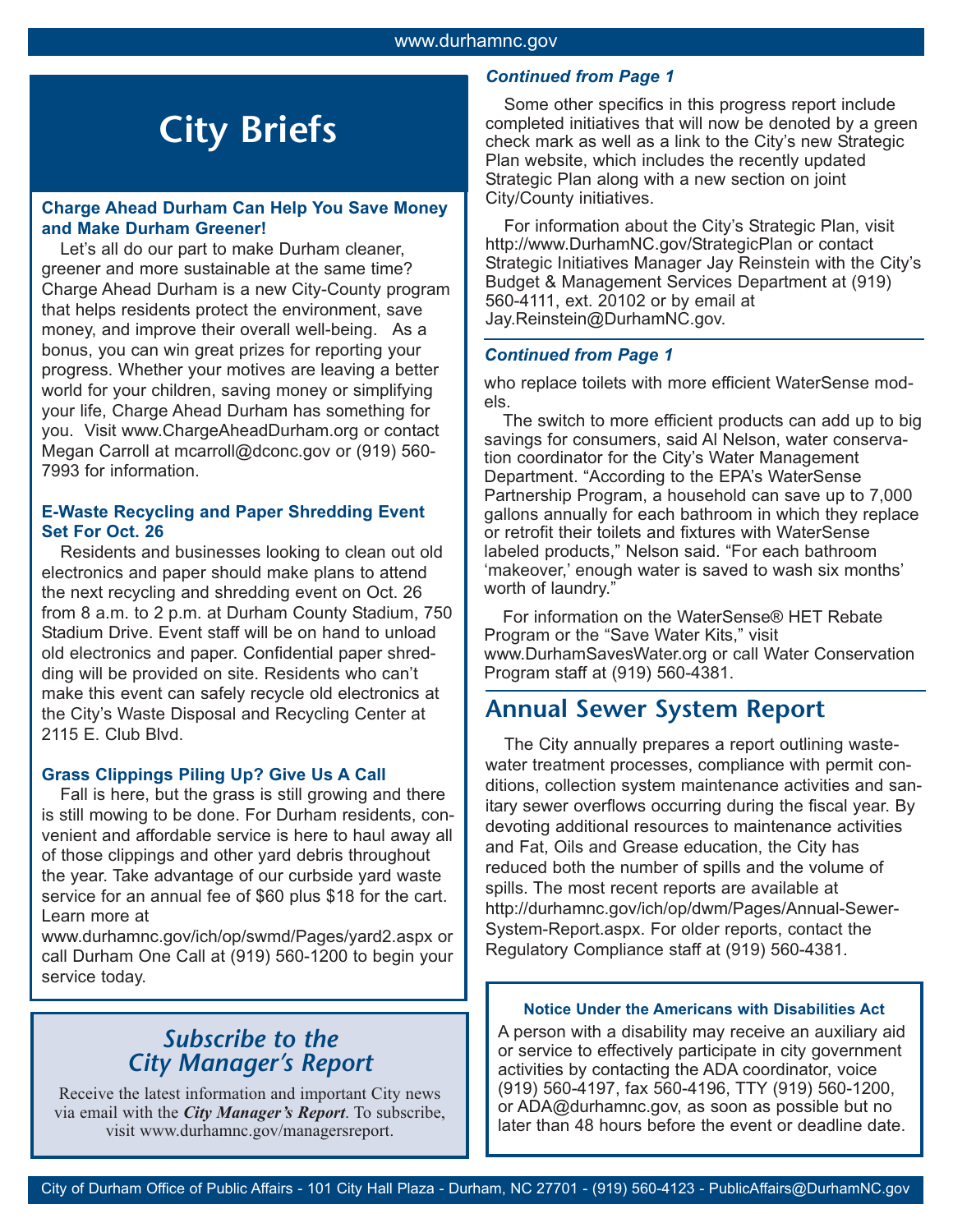# City Briefs

### Charge Ahead Durham Can Help You Save Money and Make Durham Greener!

Let's all do our part to make Durham cleaner, greener and more sustainable at the same time? Charge Ahead Durham is a new City-County program that helps residents protect the environment, save money, and improve their overall well-being. As a bonus, you can win great prizes for reporting your progress. Whether your motives are leaving a better world for your children, saving money or simplifying your life, Charge Ahead Durham has something for you. Visit www.ChargeAheadDurham.org or contact Megan Carroll at mcarroll@dconc.gov or (919) 560-7993 for information.

### E-Waste Recycling and Paper Shredding Event Set For Oct. 26

Residents and businesses looking to clean out old electronics and paper should make plans to attend the next recycling and shredding event on Oct. 26 from 8 a.m. to 2 p.m. at Durham County Stadium, 750 Stadium Drive. Event staff will be on hand to unload old electronics and paper. Confidential paper shredding will be provided on site. Residents who can't make this event can safely recycle old electronics at the City's Waste Disposal and Recycling Center at 2115 E. Club Blvd.

### Grass Clippings Piling Up? Give Us A Call

Fall is here, but the grass is still growing and there is still mowing to be done. For Durham residents, convenient and affordable service is here to haul away all of those clippings and other yard debris throughout the year. Take advantage of our curbside yard waste service for an annual fee of $60 plus $18 for the cart. Learn more at www.durhamnc.gov/ich/op/swmd/Pages/yard2.aspx or call Durham One Call at (919) 560-1200 to begin your service today.

## *Subscribe to the City Manager's Report*

Receive the latest information and important City news via email with the ***City Manager's Report***. To subscribe, visit www.durhamnc.gov/managersreport.

***Continued from Page 1***

Some other specifics in this progress report include completed initiatives that will now be denoted by a green check mark as well as a link to the City's new Strategic Plan website, which includes the recently updated Strategic Plan along with a new section on joint City/County initiatives.

For information about the City's Strategic Plan, visit http://www.DurhamNC.gov/StrategicPlan or contact Strategic Initiatives Manager Jay Reinstein with the City's Budget & Management Services Department at (919) 560-4111, ext. 20102 or by email at Jay.Reinstein@DurhamNC.gov.

***Continued from Page 1***

who replace toilets with more efficient WaterSense models.

The switch to more efficient products can add up to big savings for consumers, said Al Nelson, water conservation coordinator for the City's Water Management Department. "According to the EPA's WaterSense Partnership Program, a household can save up to 7,000 gallons annually for each bathroom in which they replace or retrofit their toilets and fixtures with WaterSense labeled products," Nelson said. "For each bathroom 'makeover,' enough water is saved to wash six months' worth of laundry."

For information on the WaterSense® HET Rebate Program or the "Save Water Kits," visit www.DurhamSavesWater.org or call Water Conservation Program staff at (919) 560-4381.

## Annual Sewer System Report

The City annually prepares a report outlining wastewater treatment processes, compliance with permit conditions, collection system maintenance activities and sanitary sewer overflows occurring during the fiscal year. By devoting additional resources to maintenance activities and Fat, Oils and Grease education, the City has reduced both the number of spills and the volume of spills. The most recent reports are available at http://durhamnc.gov/ich/op/dwm/Pages/Annual-Sewer-System-Report.aspx. For older reports, contact the Regulatory Compliance staff at (919) 560-4381.

**Notice Under the Americans with Disabilities Act**

A person with a disability may receive an auxiliary aid or service to effectively participate in city government activities by contacting the ADA coordinator, voice (919) 560-4197, fax 560-4196, TTY (919) 560-1200, or ADA@durhamnc.gov, as soon as possible but no later than 48 hours before the event or deadline date.

City of Durham Office of Public Affairs - 101 City Hall Plaza - Durham, NC 27701 - (919) 560-4123 - PublicAffairs@DurhamNC.gov